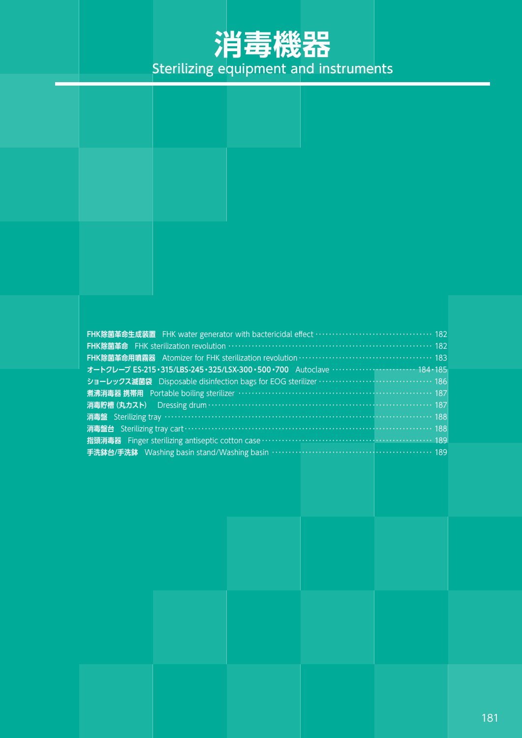# 消毒機器

## Sterilizing equipment and instruments

**FHK除菌革命生成装置** FHK water generator with bactericidal effect ………… 182
**FHK除菌革命** FHK sterilization revolution ………… 182
**FHK除菌革命用噴霧器** Atomizer for FHK sterilization revolution ………… 183
**オートクレーブ ES-215・315/LBS-245・325/LSX-300・500・700** Autoclave ………… 184・185
**ショーレックス滅菌袋** Disposable disinfection bags for EOG sterilizer ………… 186
**煮沸消毒器 携帯用** Portable boiling sterilizer ………… 187
**消毒貯槽（丸カスト）** Dressing drum ………… 187
**消毒盤** Sterilizing tray ………… 188
**消毒盤台** Sterilizing tray cart ………… 188
**指頭消毒器** Finger sterilizing antiseptic cotton case ………… 189
**手洗鉢台/手洗鉢** Washing basin stand/Washing basin ………… 189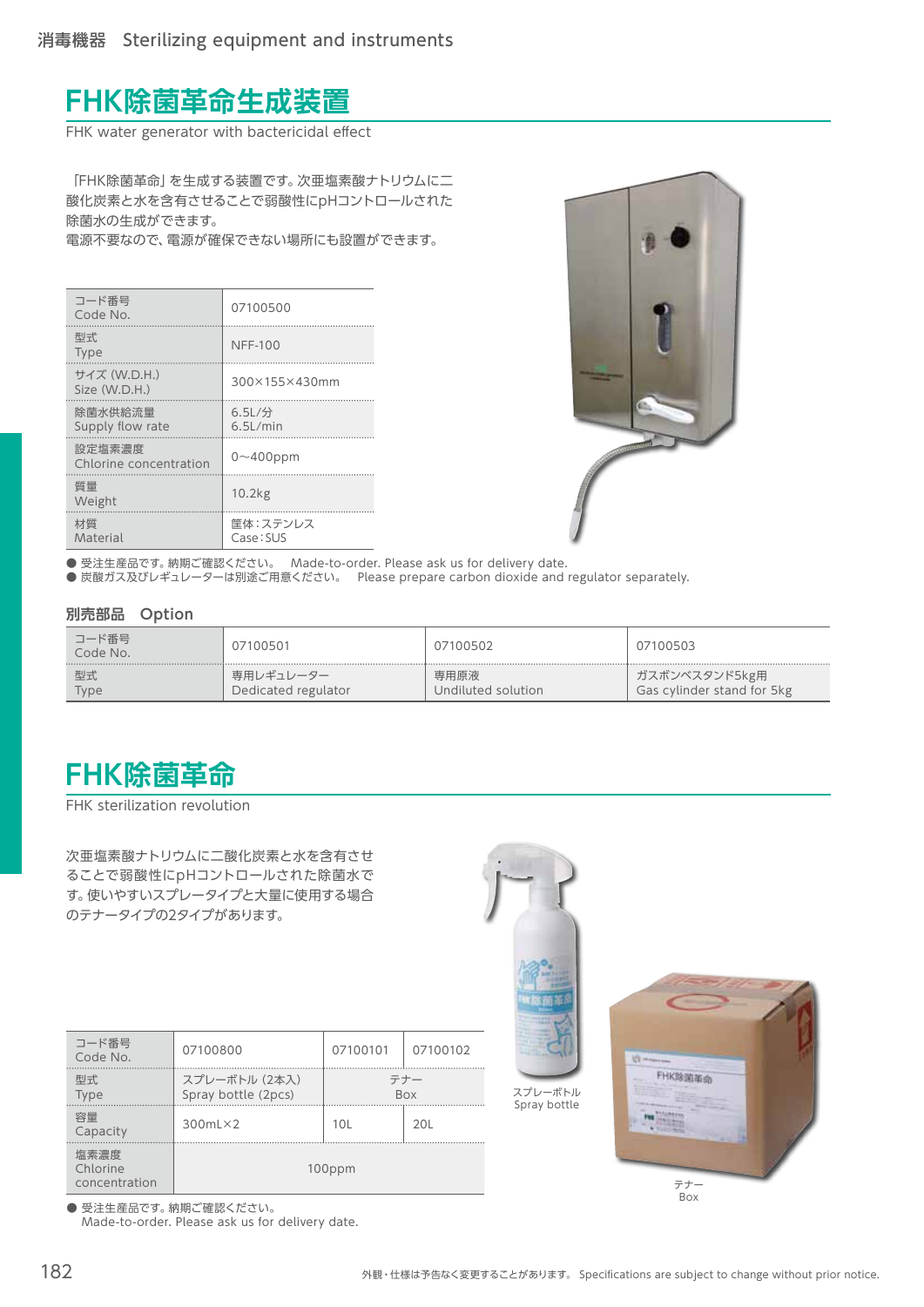# FHK除菌革命生成装置

FHK water generator with bactericidal effect

「FHK除菌革命」を生成する装置です。次亜塩素酸ナトリウムに二酸化炭素と水を含有させることで弱酸性にpHコントロールされた除菌水の生成ができます。
電源不要なので、電源が確保できない場所にも設置ができます。

| コード番号 Code No. | 07100500 |
|---|---|
| 型式 Type | NFF-100 |
| サイズ (W.D.H.) Size (W.D.H.) | 300×155×430mm |
| 除菌水供給流量 Supply flow rate | 6.5L/分 6.5L/min |
| 設定塩素濃度 Chlorine concentration | 0～400ppm |
| 質量 Weight | 10.2kg |
| 材質 Material | 筐体：ステンレス Case：SUS |

● 受注生産品です。納期ご確認ください。　Made-to-order. Please ask us for delivery date.
● 炭酸ガス及びレギュレーターは別途ご用意ください。　Please prepare carbon dioxide and regulator separately.

## 別売部品　Option

| コード番号 Code No. | 07100501 | 07100502 | 07100503 |
|---|---|---|---|
| 型式 Type | 専用レギュレーター Dedicated regulator | 専用原液 Undiluted solution | ガスボンベスタンド5kg用 Gas cylinder stand for 5kg |

# FHK除菌革命

FHK sterilization revolution

次亜塩素酸ナトリウムに二酸化炭素と水を含有させることで弱酸性にpHコントロールされた除菌水です。使いやすいスプレータイプと大量に使用する場合のテナータイプの2タイプがあります。

| コード番号 Code No. | 07100800 | 07100101 | 07100102 |
|---|---|---|---|
| 型式 Type | スプレーボトル（2本入） Spray bottle (2pcs) | テナー Box | |
| 容量 Capacity | 300mL×2 | 10L | 20L |
| 塩素濃度 Chlorine concentration | 100ppm | | |

● 受注生産品です。納期ご確認ください。
Made-to-order. Please ask us for delivery date.

スプレーボトル
Spray bottle

テナー
Box

外観・仕様は予告なく変更することがあります。 Specifications are subject to change without prior notice.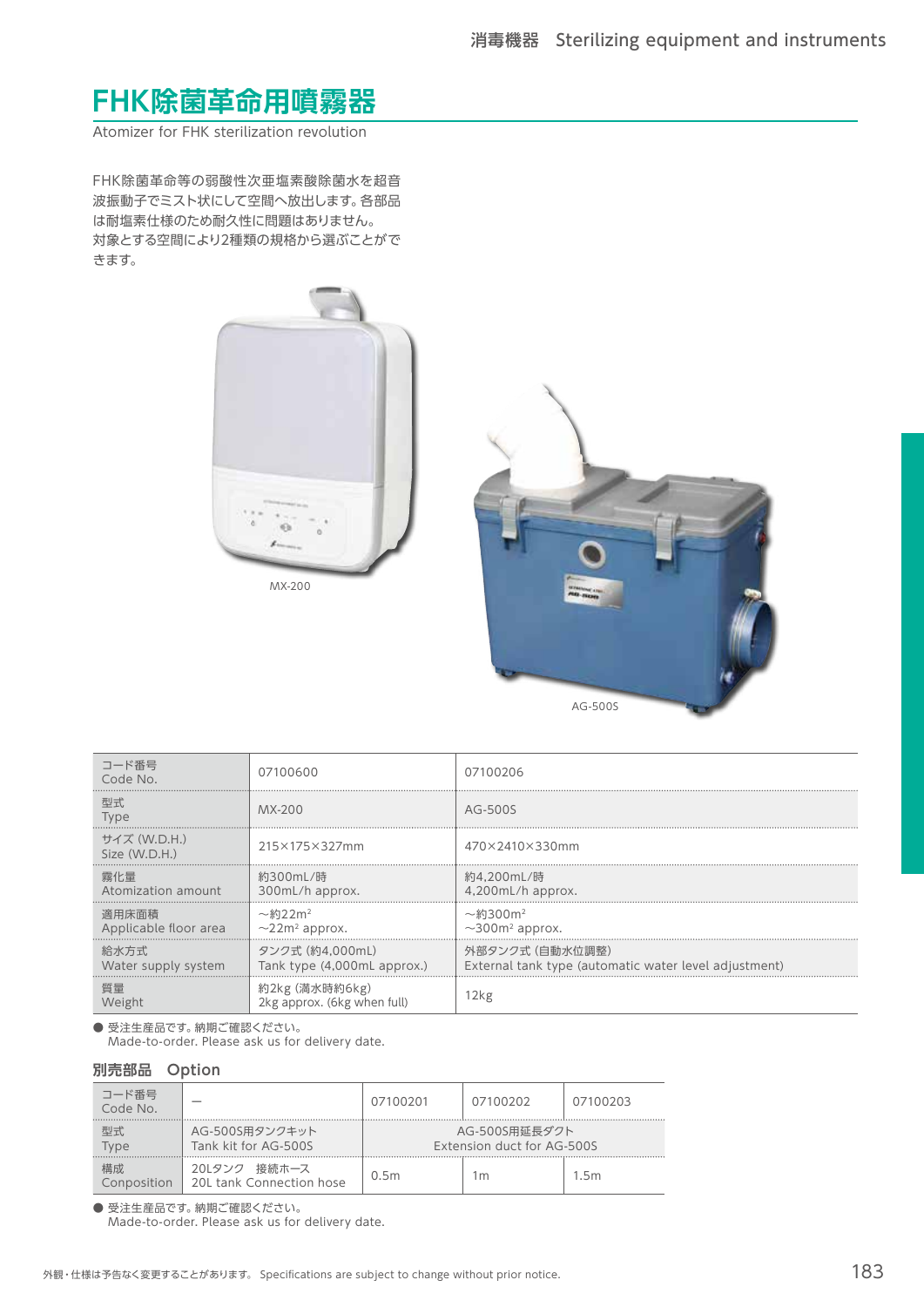# FHK除菌革命用噴霧器

Atomizer for FHK sterilization revolution

FHK除菌革命等の弱酸性次亜塩素酸除菌水を超音波振動子でミスト状にして空間へ放出します。各部品は耐塩素仕様のため耐久性に問題はありません。
対象とする空間により2種類の規格から選ぶことができます。

MX-200

AG-500S

| コード番号<br>Code No. | 07100600 | 07100206 |
|---|---|---|
| 型式<br>Type | MX-200 | AG-500S |
| サイズ (W.D.H.)<br>Size (W.D.H.) | 215×175×327mm | 470×2410×330mm |
| 霧化量<br>Atomization amount | 約300mL/時<br>300mL/h approx. | 約4,200mL/時<br>4,200mL/h approx. |
| 適用床面積<br>Applicable floor area | ～約22m²<br>～22m² approx. | ～約300m²<br>～300m² approx. |
| 給水方式<br>Water supply system | タンク式 (約4,000mL)<br>Tank type (4,000mL approx.) | 外部タンク式 (自動水位調整)<br>External tank type (automatic water level adjustment) |
| 質量<br>Weight | 約2kg (満水時約6kg)<br>2kg approx. (6kg when full) | 12kg |

● 受注生産品です。納期ご確認ください。
Made-to-order. Please ask us for delivery date.

## 別売部品 Option

| コード番号<br>Code No. | — | 07100201 | 07100202 | 07100203 |
|---|---|---|---|---|
| 型式<br>Type | AG-500S用タンクキット<br>Tank kit for AG-500S | AG-500S用延長ダクト<br>Extension duct for AG-500S | | |
| 構成<br>Conposition | 20Lタンク　接続ホース<br>20L tank Connection hose | 0.5m | 1m | 1.5m |

● 受注生産品です。納期ご確認ください。
Made-to-order. Please ask us for delivery date.

外観・仕様は予告なく変更することがあります。 Specifications are subject to change without prior notice.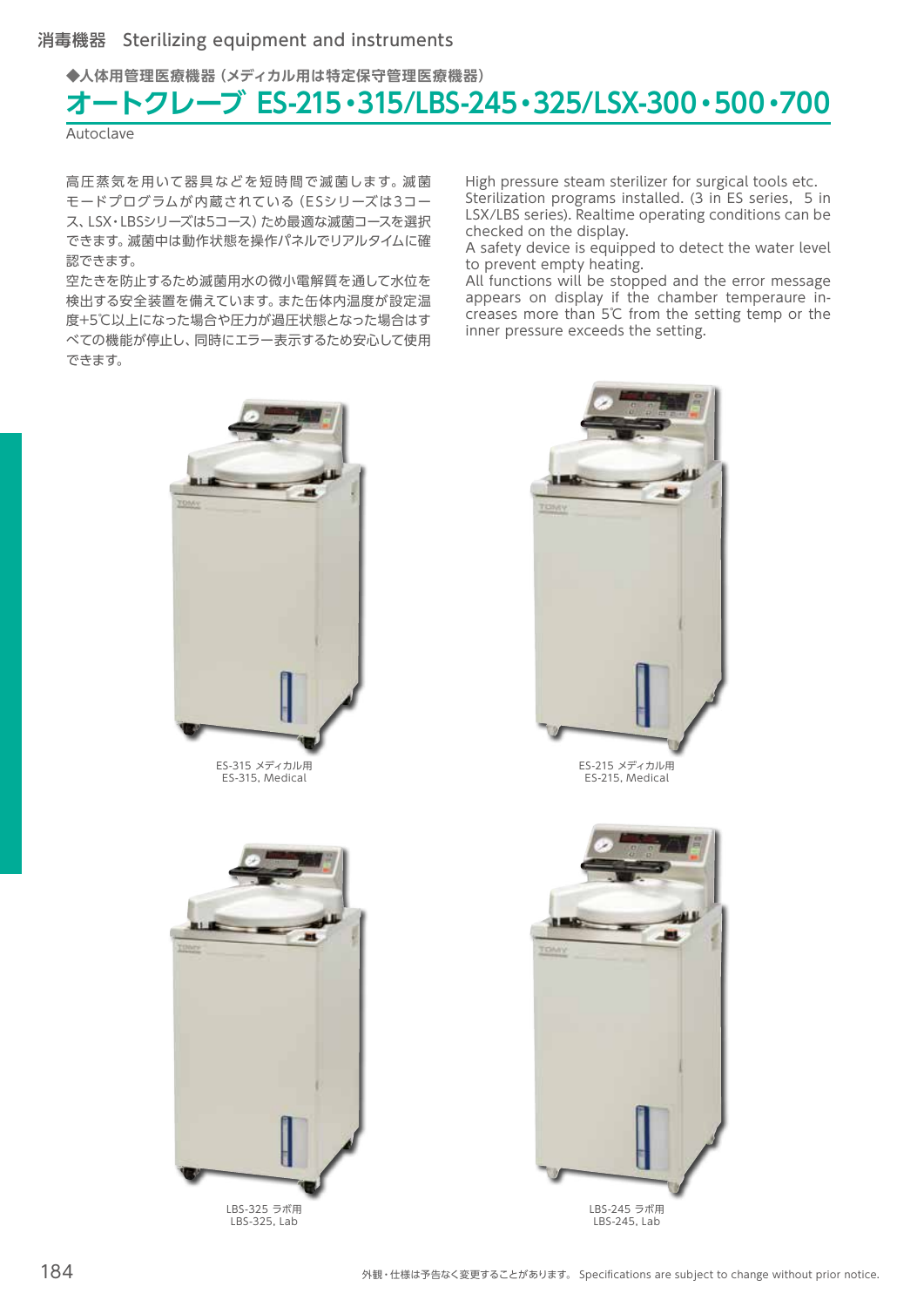消毒機器　Sterilizing equipment and instruments

◆人体用管理医療機器（メディカル用は特定保守管理医療機器）

# オートクレーブ ES-215・315/LBS-245・325/LSX-300・500・700

Autoclave

高圧蒸気を用いて器具などを短時間で滅菌します。滅菌モードプログラムが内蔵されている（ESシリーズは3コース、LSX・LBSシリーズは5コース）ため最適な滅菌コースを選択できます。滅菌中は動作状態を操作パネルでリアルタイムに確認できます。

空たきを防止するため滅菌用水の微小電解質を通して水位を検出する安全装置を備えています。また缶体内温度が設定温度+5℃以上になった場合や圧力が過圧状態となった場合はすべての機能が停止し、同時にエラー表示するため安心して使用できます。

High pressure steam sterilizer for surgical tools etc. Sterilization programs installed. (3 in ES series, 5 in LSX/LBS series). Realtime operating conditions can be checked on the display.

A safety device is equipped to detect the water level to prevent empty heating.

All functions will be stopped and the error message appears on display if the chamber temperaure increases more than 5℃ from the setting temp or the inner pressure exceeds the setting.

ES-315 メディカル用
ES-315, Medical

ES-215 メディカル用
ES-215, Medical

LBS-325 ラボ用
LBS-325, Lab

LBS-245 ラボ用
LBS-245, Lab

外観・仕様は予告なく変更することがあります。 Specifications are subject to change without prior notice.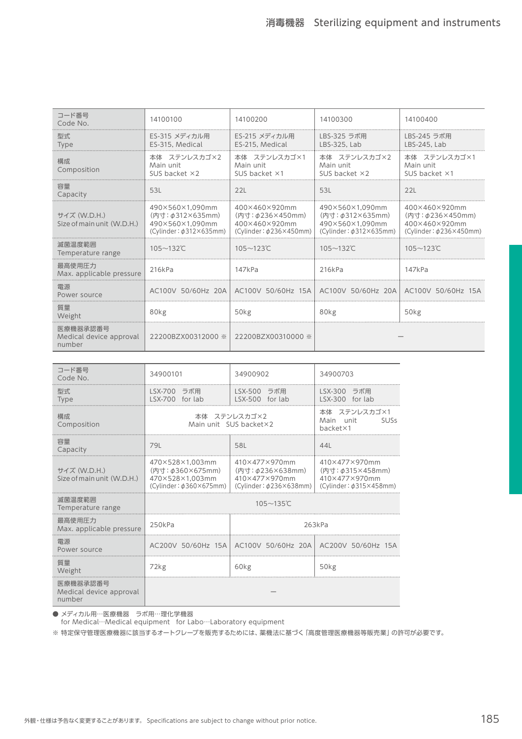# 消毒機器　Sterilizing equipment and instruments

| コード番号 Code No. | 14100100 | 14100200 | 14100300 | 14100400 |
|---|---|---|---|---|
| 型式 Type | ES-315 メディカル用 ES-315, Medical | ES-215 メディカル用 ES-215, Medical | LBS-325 ラボ用 LBS-325, Lab | LBS-245 ラボ用 LBS-245, Lab |
| 構成 Composition | 本体　ステンレスカゴ×2 Main unit SUS backet ×2 | 本体　ステンレスカゴ×1 Main unit SUS backet ×1 | 本体　ステンレスカゴ×2 Main unit SUS backet ×2 | 本体　ステンレスカゴ×1 Main unit SUS backet ×1 |
| 容量 Capacity | 53L | 22L | 53L | 22L |
| サイズ (W.D.H.) Size of main unit (W.D.H.) | 490×560×1,090mm (内寸：φ312×635mm) 490×560×1,090mm (Cylinder：φ312×635mm) | 400×460×920mm (内寸：φ236×450mm) 400×460×920mm (Cylinder：φ236×450mm) | 490×560×1,090mm (内寸：φ312×635mm) 490×560×1,090mm (Cylinder：φ312×635mm) | 400×460×920mm (内寸：φ236×450mm) 400×460×920mm (Cylinder：φ236×450mm) |
| 滅菌温度範囲 Temperature range | 105〜132℃ | 105〜123℃ | 105〜132℃ | 105〜123℃ |
| 最高使用圧力 Max. applicable pressure | 216kPa | 147kPa | 216kPa | 147kPa |
| 電源 Power source | AC100V 50/60Hz 20A | AC100V 50/60Hz 15A | AC100V 50/60Hz 20A | AC100V 50/60Hz 15A |
| 質量 Weight | 80kg | 50kg | 80kg | 50kg |
| 医療機器承認番号 Medical device approval number | 22200BZX00312000 ※ | 22200BZX00310000 ※ | — | |

| コード番号 Code No. | 34900101 | 34900902 | 34900703 |
|---|---|---|---|
| 型式 Type | LSX-700　ラボ用 LSX-700　for lab | LSX-500　ラボ用 LSX-500　for lab | LSX-300　ラボ用 LSX-300　for lab |
| 構成 Composition | 本体　ステンレスカゴ×2 Main unit　SUS backet×2 | | 本体　ステンレスカゴ×1 Main unit SUSs backet×1 |
| 容量 Capacity | 79L | 58L | 44L |
| サイズ (W.D.H.) Size of main unit (W.D.H.) | 470×528×1,003mm (内寸：φ360×675mm) 470×528×1,003mm (Cylinder：φ360×675mm) | 410×477×970mm (内寸：φ236×638mm) 410×477×970mm (Cylinder：φ236×638mm) | 410×477×970mm (内寸：φ315×458mm) 410×477×970mm (Cylinder：φ315×458mm) |
| 滅菌温度範囲 Temperature range | 105〜135℃ | | |
| 最高使用圧力 Max. applicable pressure | 250kPa | 263kPa | |
| 電源 Power source | AC200V 50/60Hz 15A | AC100V 50/60Hz 20A | AC200V 50/60Hz 15A |
| 質量 Weight | 72kg | 60kg | 50kg |
| 医療機器承認番号 Medical device approval number | — | | |

● メディカル用…医療機器　ラボ用…理化学機器
for Medical…Medical equipment　for Labo…Laboratory equipment

※ 特定保守管理医療機器に該当するオートクレーブを販売するためには、薬機法に基づく「高度管理医療機器等販売業」の許可が必要です。

外観・仕様は予告なく変更することがあります。 Specifications are subject to change without prior notice.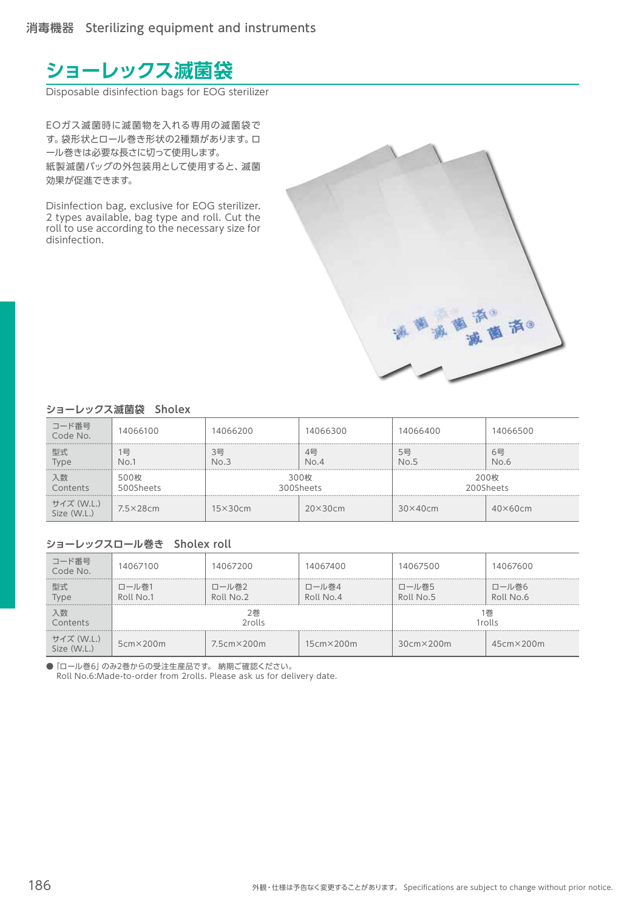# ショーレックス滅菌袋

Disposable disinfection bags for EOG sterilizer

EOガス滅菌時に滅菌物を入れる専用の滅菌袋です。袋形状とロール巻き形状の2種類があります。ロール巻きは必要な長さに切って使用します。
紙製滅菌バッグの外包装用として使用すると、滅菌効果が促進できます。

Disinfection bag, exclusive for EOG sterilizer. 2 types available, bag type and roll. Cut the roll to use according to the necessary size for disinfection.

### ショーレックス滅菌袋　Sholex

| コード番号 Code No. | 14066100 | 14066200 | 14066300 | 14066400 | 14066500 |
|---|---|---|---|---|---|
| 型式 Type | 1号 No.1 | 3号 No.3 | 4号 No.4 | 5号 No.5 | 6号 No.6 |
| 入数 Contents | 500枚 500Sheets | 300枚 300Sheets | | 200枚 200Sheets | |
| サイズ (W.L.) Size (W.L.) | 7.5×28cm | 15×30cm | 20×30cm | 30×40cm | 40×60cm |

### ショーレックスロール巻き　Sholex roll

| コード番号 Code No. | 14067100 | 14067200 | 14067400 | 14067500 | 14067600 |
|---|---|---|---|---|---|
| 型式 Type | ロール巻1 Roll No.1 | ロール巻2 Roll No.2 | ロール巻4 Roll No.4 | ロール巻5 Roll No.5 | ロール巻6 Roll No.6 |
| 入数 Contents | 2巻 2rolls | | | 1巻 1rolls | |
| サイズ (W.L.) Size (W.L.) | 5cm×200m | 7.5cm×200m | 15cm×200m | 30cm×200m | 45cm×200m |

● 「ロール巻6」のみ2巻からの受注生産品です。 納期ご確認ください。
Roll No.6:Made-to-order from 2rolls. Please ask us for delivery date.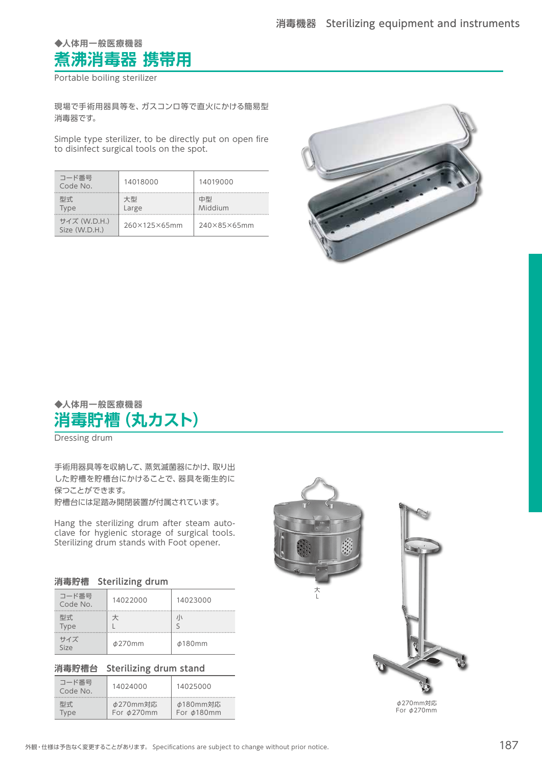◆人体用一般医療機器

# 煮沸消毒器 携帯用

Portable boiling sterilizer

現場で手術用器具等を、ガスコンロ等で直火にかける簡易型消毒器です。

Simple type sterilizer, to be directly put on open fire to disinfect surgical tools on the spot.

| コード番号 Code No. | 14018000 | 14019000 |
|---|---|---|
| 型式 Type | 大型 Large | 中型 Middium |
| サイズ (W.D.H.) Size (W.D.H.) | 260×125×65mm | 240×85×65mm |

◆人体用一般医療機器

# 消毒貯槽 (丸カスト)

Dressing drum

手術用器具等を収納して、蒸気滅菌器にかけ、取り出した貯槽を貯槽台にかけることで、器具を衛生的に保つことができます。
貯槽台には足踏み開閉装置が付属されています。

Hang the sterilizing drum after steam autoclave for hygienic storage of surgical tools. Sterilizing drum stands with Foot opener.

### 消毒貯槽　Sterilizing drum

| コード番号 Code No. | 14022000 | 14023000 |
|---|---|---|
| 型式 Type | 大 L | 小 S |
| サイズ Size | $\phi$270mm | $\phi$180mm |

### 消毒貯槽台　Sterilizing drum stand

| コード番号 Code No. | 14024000 | 14025000 |
|---|---|---|
| 型式 Type | $\phi$270mm対応 For $\phi$270mm | $\phi$180mm対応 For $\phi$180mm |

大 L

$\phi$270mm対応 For $\phi$270mm

外観・仕様は予告なく変更することがあります。 Specifications are subject to change without prior notice.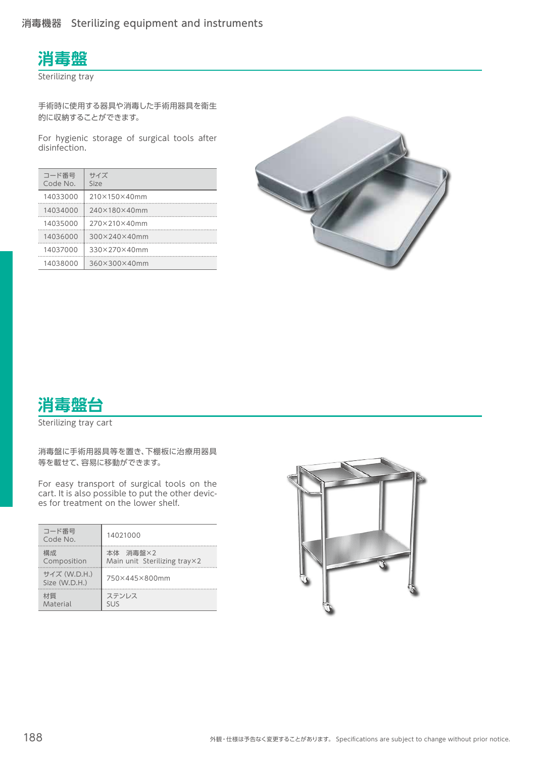# 消毒盤

Sterilizing tray

手術時に使用する器具や消毒した手術用器具を衛生的に収納することができます。

For hygienic storage of surgical tools after disinfection.

| コード番号 Code No. | サイズ Size |
|---|---|
| 14033000 | 210×150×40mm |
| 14034000 | 240×180×40mm |
| 14035000 | 270×210×40mm |
| 14036000 | 300×240×40mm |
| 14037000 | 330×270×40mm |
| 14038000 | 360×300×40mm |

# 消毒盤台

Sterilizing tray cart

消毒盤に手術用器具等を置き、下棚板に治療用器具等を載せて、容易に移動ができます。

For easy transport of surgical tools on the cart. It is also possible to put the other devices for treatment on the lower shelf.

| | |
|---|---|
| コード番号 Code No. | 14021000 |
| 構成 Composition | 本体　消毒盤×2 Main unit Sterilizing tray×2 |
| サイズ (W.D.H.) Size (W.D.H.) | 750×445×800mm |
| 材質 Material | ステンレス SUS |

外観・仕様は予告なく変更することがあります。 Specifications are subject to change without prior notice.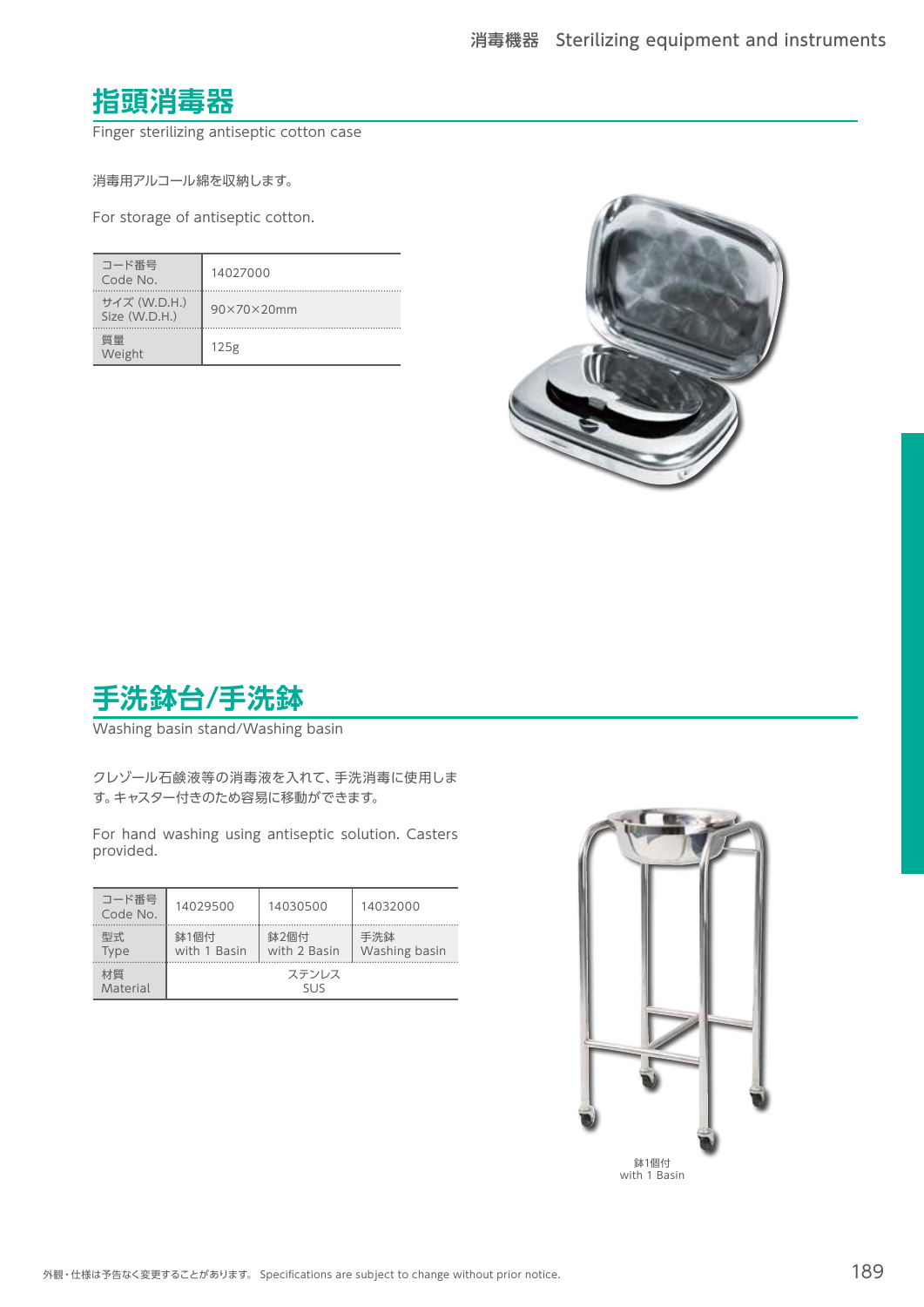# 指頭消毒器

Finger sterilizing antiseptic cotton case

消毒用アルコール綿を収納します。

For storage of antiseptic cotton.

| | |
|---|---|
| コード番号 Code No. | 14027000 |
| サイズ (W.D.H.) Size (W.D.H.) | 90×70×20mm |
| 質量 Weight | 125g |

# 手洗鉢台/手洗鉢

Washing basin stand/Washing basin

クレゾール石鹸液等の消毒液を入れて、手洗消毒に使用します。キャスター付きのため容易に移動ができます。

For hand washing using antiseptic solution. Casters provided.

| コード番号 Code No. | 14029500 | 14030500 | 14032000 |
|---|---|---|---|
| 型式 Type | 鉢1個付 with 1 Basin | 鉢2個付 with 2 Basin | 手洗鉢 Washing basin |
| 材質 Material | ステンレス SUS | | |

鉢1個付
with 1 Basin

外観・仕様は予告なく変更することがあります。 Specifications are subject to change without prior notice.